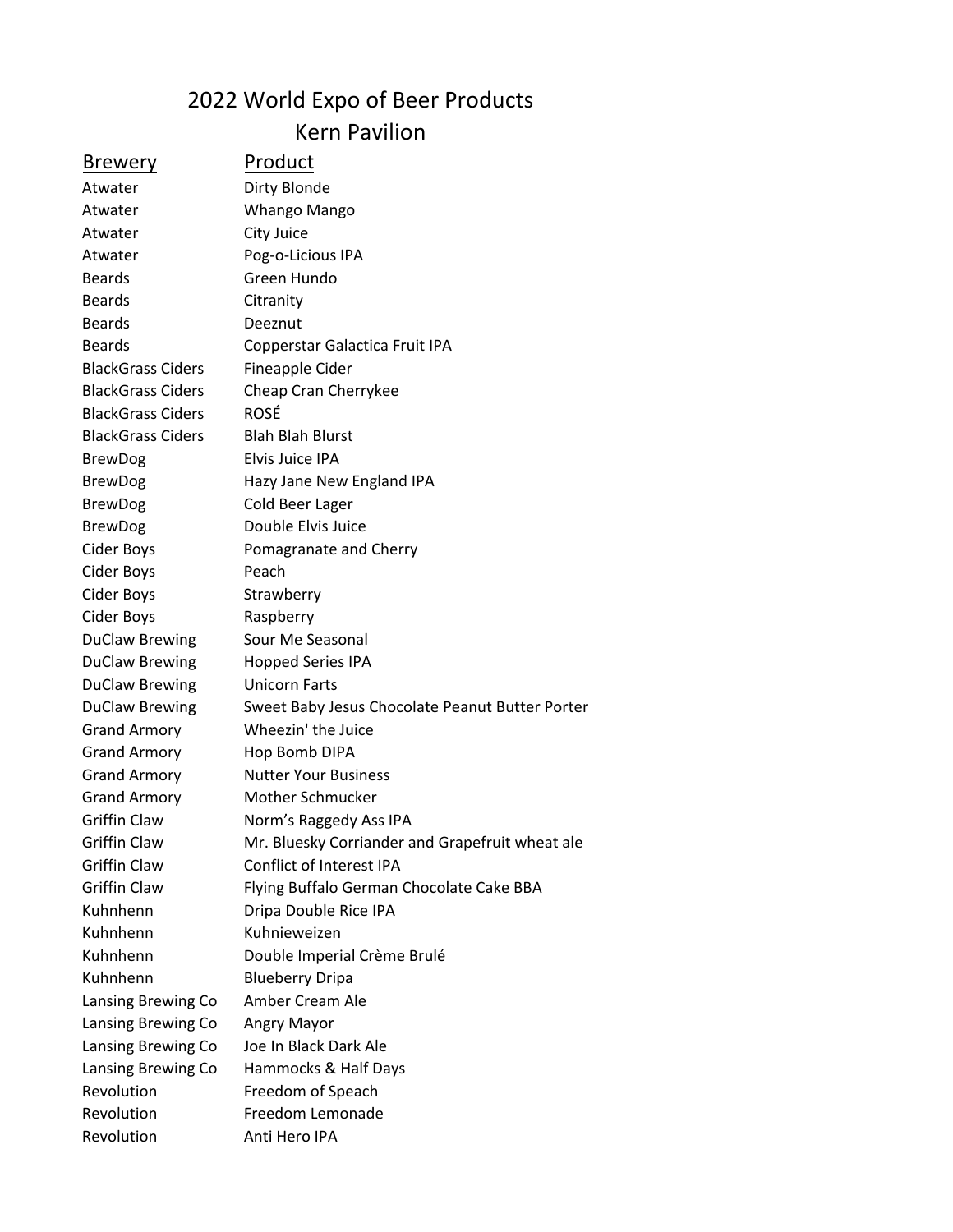# 2022 World Expo of Beer Products

## Kern Pavilion

| Brewery | Product |
|---|---|
| Atwater | Dirty Blonde |
| Atwater | Whango Mango |
| Atwater | City Juice |
| Atwater | Pog-o-Licious IPA |
| Beards | Green Hundo |
| Beards | Citranity |
| Beards | Deeznut |
| Beards | Copperstar Galactica Fruit IPA |
| BlackGrass Ciders | Fineapple Cider |
| BlackGrass Ciders | Cheap Cran Cherrykee |
| BlackGrass Ciders | ROSÉ |
| BlackGrass Ciders | Blah Blah Blurst |
| BrewDog | Elvis Juice IPA |
| BrewDog | Hazy Jane New England IPA |
| BrewDog | Cold Beer Lager |
| BrewDog | Double Elvis Juice |
| Cider Boys | Pomagranate and Cherry |
| Cider Boys | Peach |
| Cider Boys | Strawberry |
| Cider Boys | Raspberry |
| DuClaw Brewing | Sour Me Seasonal |
| DuClaw Brewing | Hopped Series IPA |
| DuClaw Brewing | Unicorn Farts |
| DuClaw Brewing | Sweet Baby Jesus Chocolate Peanut Butter Porter |
| Grand Armory | Wheezin' the Juice |
| Grand Armory | Hop Bomb DIPA |
| Grand Armory | Nutter Your Business |
| Grand Armory | Mother Schmucker |
| Griffin Claw | Norm's Raggedy Ass IPA |
| Griffin Claw | Mr. Bluesky Corriander and Grapefruit wheat ale |
| Griffin Claw | Conflict of Interest IPA |
| Griffin Claw | Flying Buffalo German Chocolate Cake BBA |
| Kuhnhenn | Dripa Double Rice IPA |
| Kuhnhenn | Kuhnieweizen |
| Kuhnhenn | Double Imperial Crème Brulé |
| Kuhnhenn | Blueberry Dripa |
| Lansing Brewing Co | Amber Cream Ale |
| Lansing Brewing Co | Angry Mayor |
| Lansing Brewing Co | Joe In Black Dark Ale |
| Lansing Brewing Co | Hammocks & Half Days |
| Revolution | Freedom of Speach |
| Revolution | Freedom Lemonade |
| Revolution | Anti Hero IPA |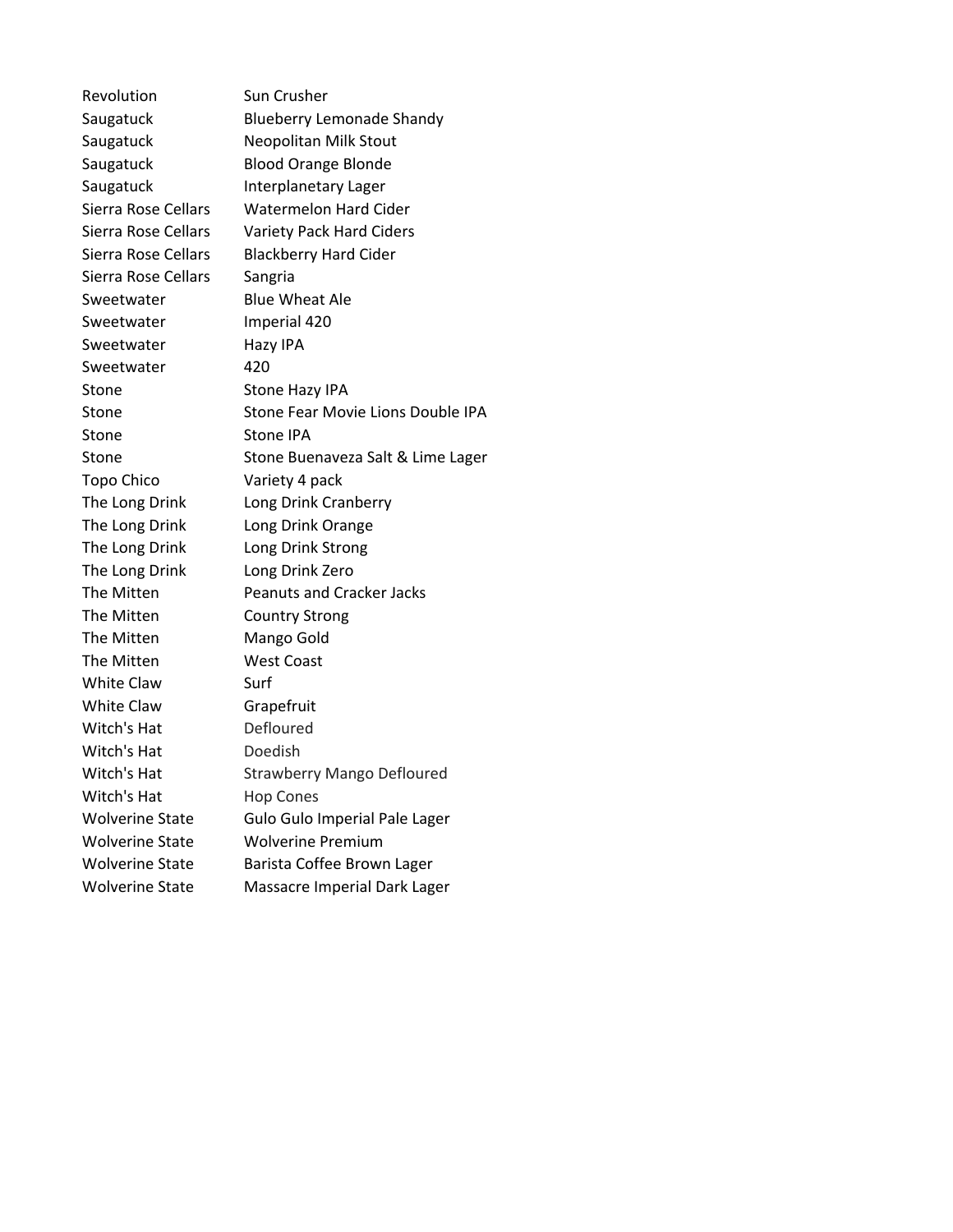| | |
|---|---|
| Revolution | Sun Crusher |
| Saugatuck | Blueberry Lemonade Shandy |
| Saugatuck | Neopolitan Milk Stout |
| Saugatuck | Blood Orange Blonde |
| Saugatuck | Interplanetary Lager |
| Sierra Rose Cellars | Watermelon Hard Cider |
| Sierra Rose Cellars | Variety Pack Hard Ciders |
| Sierra Rose Cellars | Blackberry Hard Cider |
| Sierra Rose Cellars | Sangria |
| Sweetwater | Blue Wheat Ale |
| Sweetwater | Imperial 420 |
| Sweetwater | Hazy IPA |
| Sweetwater | 420 |
| Stone | Stone Hazy IPA |
| Stone | Stone Fear Movie Lions Double IPA |
| Stone | Stone IPA |
| Stone | Stone Buenaveza Salt & Lime Lager |
| Topo Chico | Variety 4 pack |
| The Long Drink | Long Drink Cranberry |
| The Long Drink | Long Drink Orange |
| The Long Drink | Long Drink Strong |
| The Long Drink | Long Drink Zero |
| The Mitten | Peanuts and Cracker Jacks |
| The Mitten | Country Strong |
| The Mitten | Mango Gold |
| The Mitten | West Coast |
| White Claw | Surf |
| White Claw | Grapefruit |
| Witch's Hat | Defloured |
| Witch's Hat | Doedish |
| Witch's Hat | Strawberry Mango Defloured |
| Witch's Hat | Hop Cones |
| Wolverine State | Gulo Gulo Imperial Pale Lager |
| Wolverine State | Wolverine Premium |
| Wolverine State | Barista Coffee Brown Lager |
| Wolverine State | Massacre Imperial Dark Lager |